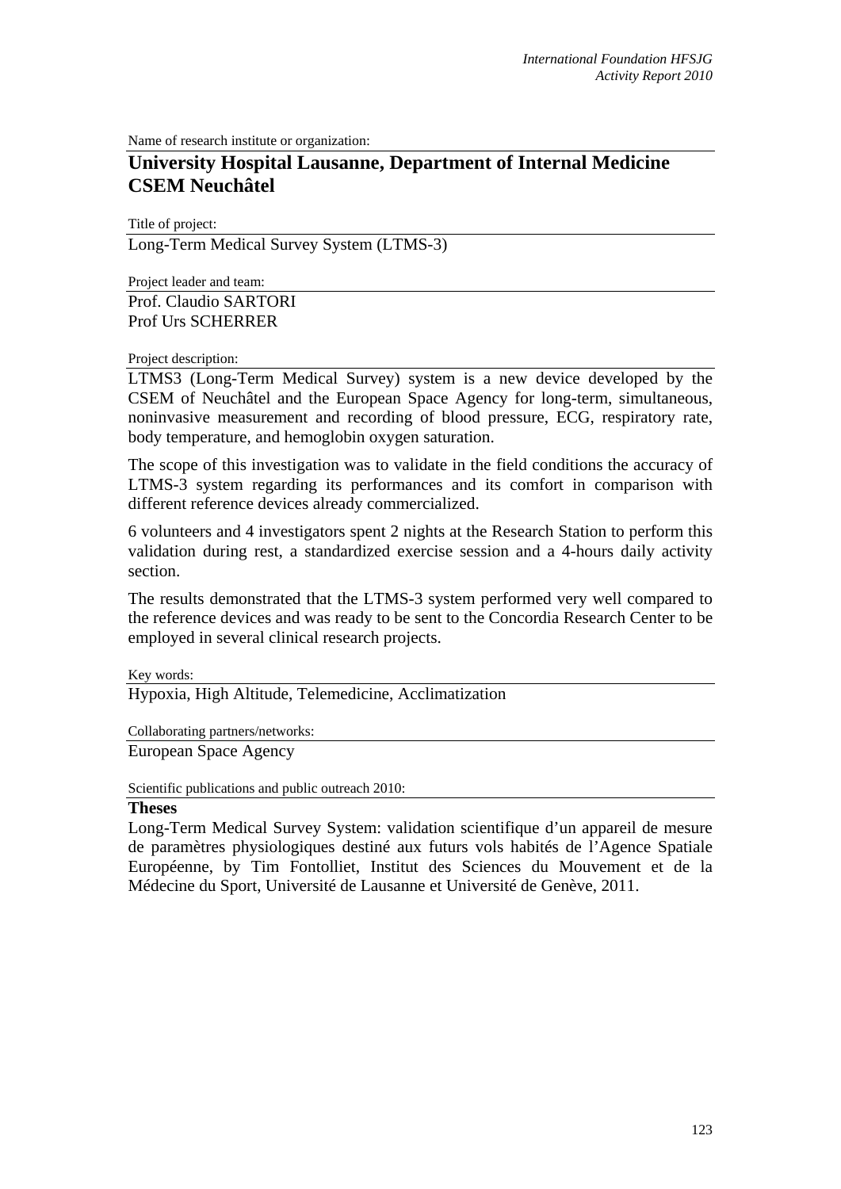Name of research institute or organization:

## University Hospital Lausanne, Department of Internal Medicine CSEM Neuchâtel

Title of project:

Long-Term Medical Survey System (LTMS-3)

Project leader and team:

Prof. Claudio SARTORI
Prof Urs SCHERRER

Project description:

LTMS3 (Long-Term Medical Survey) system is a new device developed by the CSEM of Neuchâtel and the European Space Agency for long-term, simultaneous, noninvasive measurement and recording of blood pressure, ECG, respiratory rate, body temperature, and hemoglobin oxygen saturation.

The scope of this investigation was to validate in the field conditions the accuracy of LTMS-3 system regarding its performances and its comfort in comparison with different reference devices already commercialized.

6 volunteers and 4 investigators spent 2 nights at the Research Station to perform this validation during rest, a standardized exercise session and a 4-hours daily activity section.

The results demonstrated that the LTMS-3 system performed very well compared to the reference devices and was ready to be sent to the Concordia Research Center to be employed in several clinical research projects.

Key words:

Hypoxia, High Altitude, Telemedicine, Acclimatization

Collaborating partners/networks:

European Space Agency

Scientific publications and public outreach 2010:

**Theses**

Long-Term Medical Survey System: validation scientifique d'un appareil de mesure de paramètres physiologiques destiné aux futurs vols habités de l'Agence Spatiale Européenne, by Tim Fontolliet, Institut des Sciences du Mouvement et de la Médecine du Sport, Université de Lausanne et Université de Genève, 2011.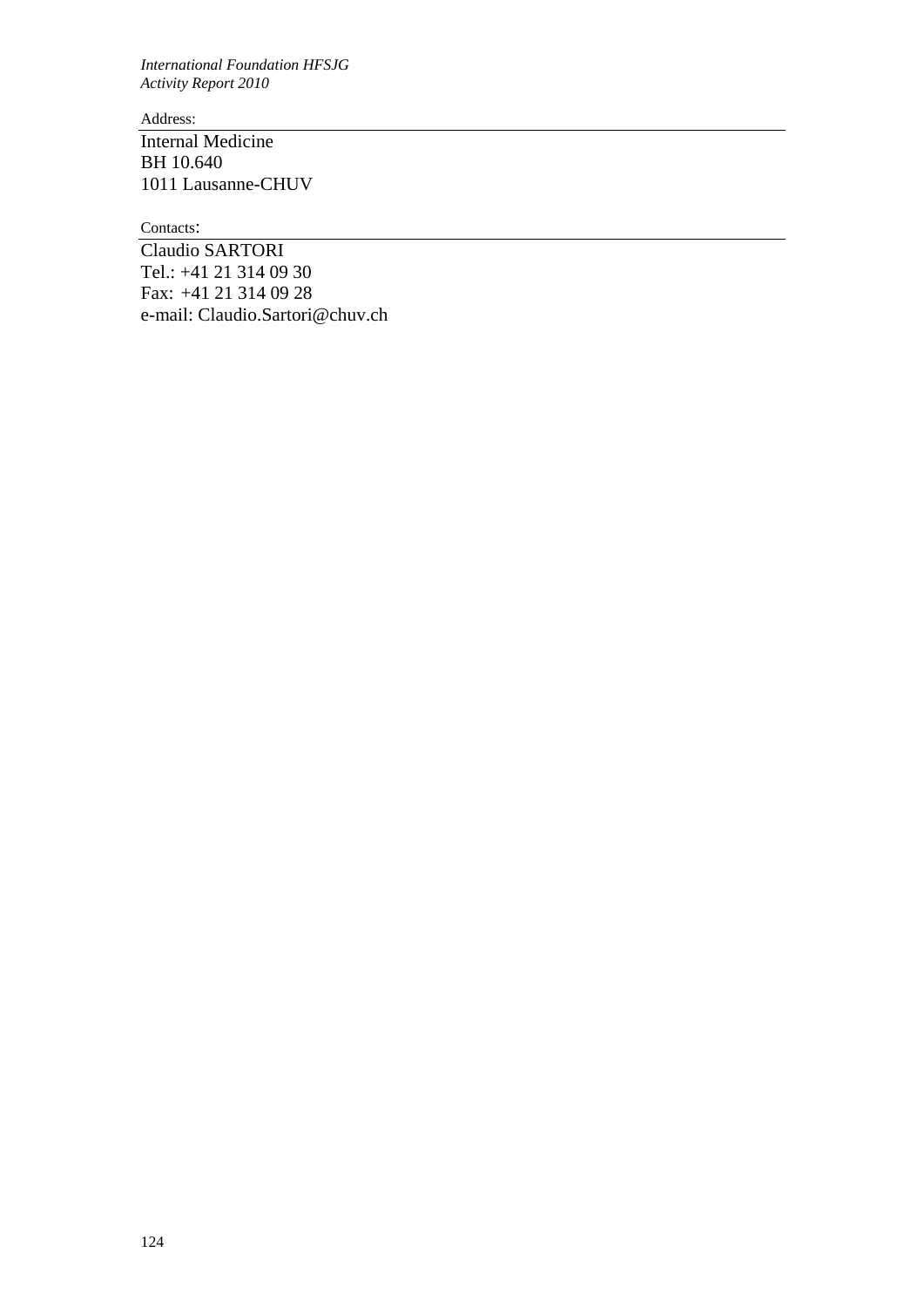Address:

Internal Medicine
BH 10.640
1011 Lausanne-CHUV

Contacts:

Claudio SARTORI
Tel.: +41 21 314 09 30
Fax: +41 21 314 09 28
e-mail: Claudio.Sartori@chuv.ch